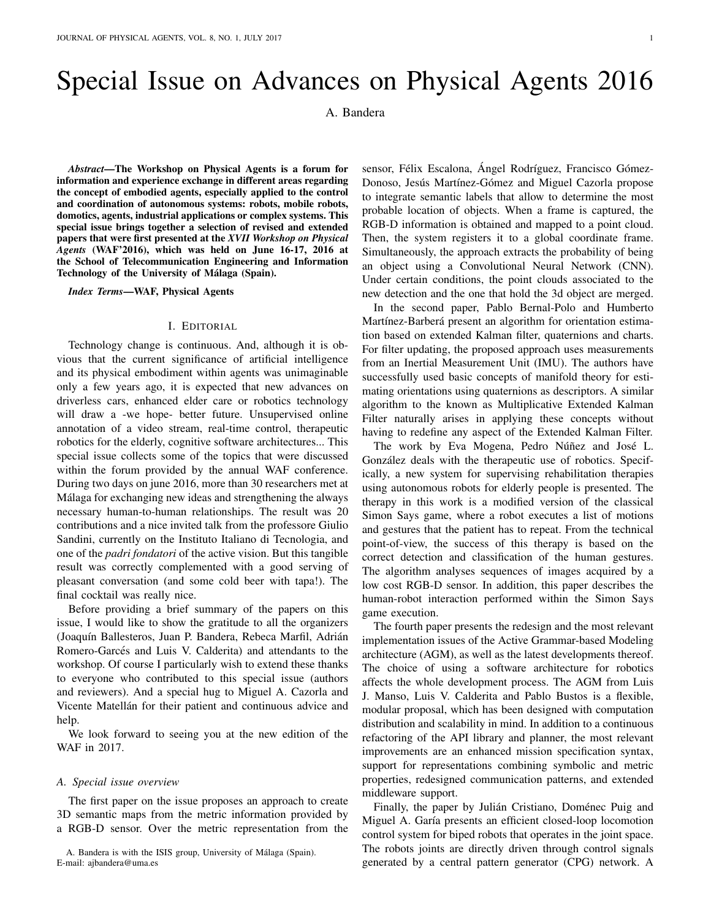# Special Issue on Advances on Physical Agents 2016

A. Bandera

***Abstract*—The Workshop on Physical Agents is a forum for information and experience exchange in different areas regarding the concept of embodied agents, especially applied to the control and coordination of autonomous systems: robots, mobile robots, domotics, agents, industrial applications or complex systems. This special issue brings together a selection of revised and extended papers that were first presented at the *XVII Workshop on Physical Agents* (WAF'2016), which was held on June 16-17, 2016 at the School of Telecommunication Engineering and Information Technology of the University of Málaga (Spain).**

***Index Terms*—WAF, Physical Agents**

## I. Editorial

Technology change is continuous. And, although it is obvious that the current significance of artificial intelligence and its physical embodiment within agents was unimaginable only a few years ago, it is expected that new advances on driverless cars, enhanced elder care or robotics technology will draw a -we hope- better future. Unsupervised online annotation of a video stream, real-time control, therapeutic robotics for the elderly, cognitive software architectures... This special issue collects some of the topics that were discussed within the forum provided by the annual WAF conference. During two days on june 2016, more than 30 researchers met at Málaga for exchanging new ideas and strengthening the always necessary human-to-human relationships. The result was 20 contributions and a nice invited talk from the professore Giulio Sandini, currently on the Instituto Italiano di Tecnologia, and one of the *padri fondatori* of the active vision. But this tangible result was correctly complemented with a good serving of pleasant conversation (and some cold beer with tapa!). The final cocktail was really nice.

Before providing a brief summary of the papers on this issue, I would like to show the gratitude to all the organizers (Joaquín Ballesteros, Juan P. Bandera, Rebeca Marfil, Adrián Romero-Garcés and Luis V. Calderita) and attendants to the workshop. Of course I particularly wish to extend these thanks to everyone who contributed to this special issue (authors and reviewers). And a special hug to Miguel A. Cazorla and Vicente Matellán for their patient and continuous advice and help.

We look forward to seeing you at the new edition of the WAF in 2017.

### *A. Special issue overview*

The first paper on the issue proposes an approach to create 3D semantic maps from the metric information provided by a RGB-D sensor. Over the metric representation from the sensor, Félix Escalona, Ángel Rodríguez, Francisco Gómez-Donoso, Jesús Martínez-Gómez and Miguel Cazorla propose to integrate semantic labels that allow to determine the most probable location of objects. When a frame is captured, the RGB-D information is obtained and mapped to a point cloud. Then, the system registers it to a global coordinate frame. Simultaneously, the approach extracts the probability of being an object using a Convolutional Neural Network (CNN). Under certain conditions, the point clouds associated to the new detection and the one that hold the 3d object are merged.

In the second paper, Pablo Bernal-Polo and Humberto Martínez-Barberá present an algorithm for orientation estimation based on extended Kalman filter, quaternions and charts. For filter updating, the proposed approach uses measurements from an Inertial Measurement Unit (IMU). The authors have successfully used basic concepts of manifold theory for estimating orientations using quaternions as descriptors. A similar algorithm to the known as Multiplicative Extended Kalman Filter naturally arises in applying these concepts without having to redefine any aspect of the Extended Kalman Filter.

The work by Eva Mogena, Pedro Núñez and José L. González deals with the therapeutic use of robotics. Specifically, a new system for supervising rehabilitation therapies using autonomous robots for elderly people is presented. The therapy in this work is a modified version of the classical Simon Says game, where a robot executes a list of motions and gestures that the patient has to repeat. From the technical point-of-view, the success of this therapy is based on the correct detection and classification of the human gestures. The algorithm analyses sequences of images acquired by a low cost RGB-D sensor. In addition, this paper describes the human-robot interaction performed within the Simon Says game execution.

The fourth paper presents the redesign and the most relevant implementation issues of the Active Grammar-based Modeling architecture (AGM), as well as the latest developments thereof. The choice of using a software architecture for robotics affects the whole development process. The AGM from Luis J. Manso, Luis V. Calderita and Pablo Bustos is a flexible, modular proposal, which has been designed with computation distribution and scalability in mind. In addition to a continuous refactoring of the API library and planner, the most relevant improvements are an enhanced mission specification syntax, support for representations combining symbolic and metric properties, redesigned communication patterns, and extended middleware support.

Finally, the paper by Julián Cristiano, Doménec Puig and Miguel A. Garía presents an efficient closed-loop locomotion control system for biped robots that operates in the joint space. The robots joints are directly driven through control signals generated by a central pattern generator (CPG) network. A

A. Bandera is with the ISIS group, University of Málaga (Spain). E-mail: ajbandera@uma.es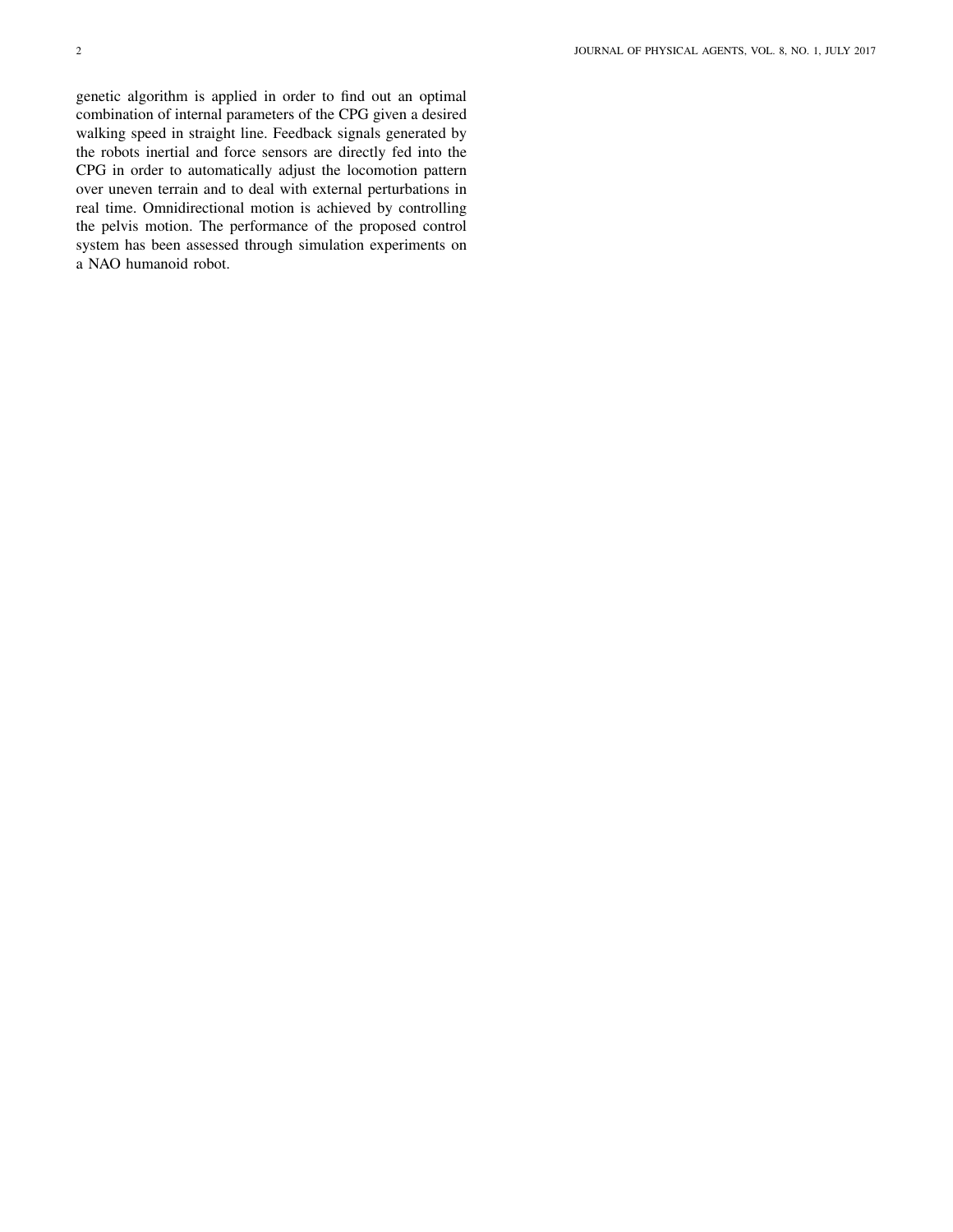genetic algorithm is applied in order to find out an optimal combination of internal parameters of the CPG given a desired walking speed in straight line. Feedback signals generated by the robots inertial and force sensors are directly fed into the CPG in order to automatically adjust the locomotion pattern over uneven terrain and to deal with external perturbations in real time. Omnidirectional motion is achieved by controlling the pelvis motion. The performance of the proposed control system has been assessed through simulation experiments on a NAO humanoid robot.